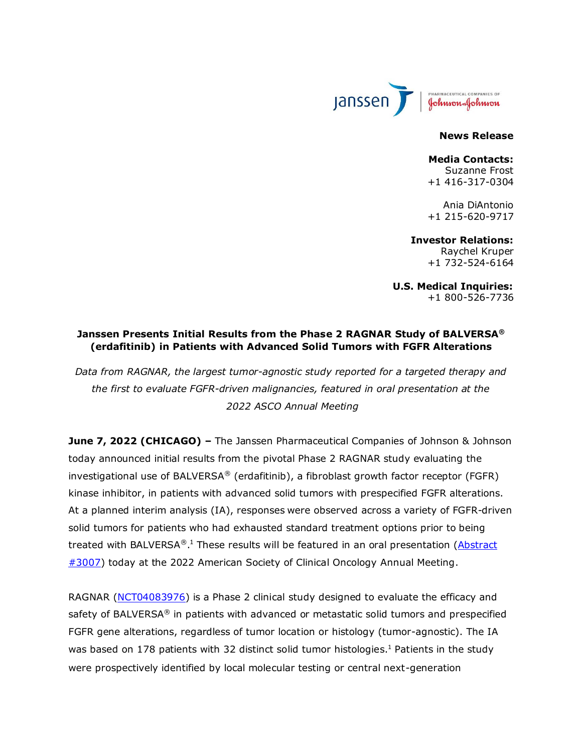**News Release**

**Media Contacts:**
Suzanne Frost
+1 416-317-0304

Ania DiAntonio
+1 215-620-9717

**Investor Relations:**
Raychel Kruper
+1 732-524-6164

**U.S. Medical Inquiries:**
+1 800-526-7736

# Janssen Presents Initial Results from the Phase 2 RAGNAR Study of BALVERSA® (erdafitinib) in Patients with Advanced Solid Tumors with FGFR Alterations

*Data from RAGNAR, the largest tumor-agnostic study reported for a targeted therapy and the first to evaluate FGFR-driven malignancies, featured in oral presentation at the 2022 ASCO Annual Meeting*

**June 7, 2022 (CHICAGO) –** The Janssen Pharmaceutical Companies of Johnson & Johnson today announced initial results from the pivotal Phase 2 RAGNAR study evaluating the investigational use of BALVERSA® (erdafitinib), a fibroblast growth factor receptor (FGFR) kinase inhibitor, in patients with advanced solid tumors with prespecified FGFR alterations. At a planned interim analysis (IA), responses were observed across a variety of FGFR-driven solid tumors for patients who had exhausted standard treatment options prior to being treated with BALVERSA®.[1] These results will be featured in an oral presentation (Abstract #3007) today at the 2022 American Society of Clinical Oncology Annual Meeting.

RAGNAR (NCT04083976) is a Phase 2 clinical study designed to evaluate the efficacy and safety of BALVERSA® in patients with advanced or metastatic solid tumors and prespecified FGFR gene alterations, regardless of tumor location or histology (tumor-agnostic). The IA was based on 178 patients with 32 distinct solid tumor histologies.[1] Patients in the study were prospectively identified by local molecular testing or central next-generation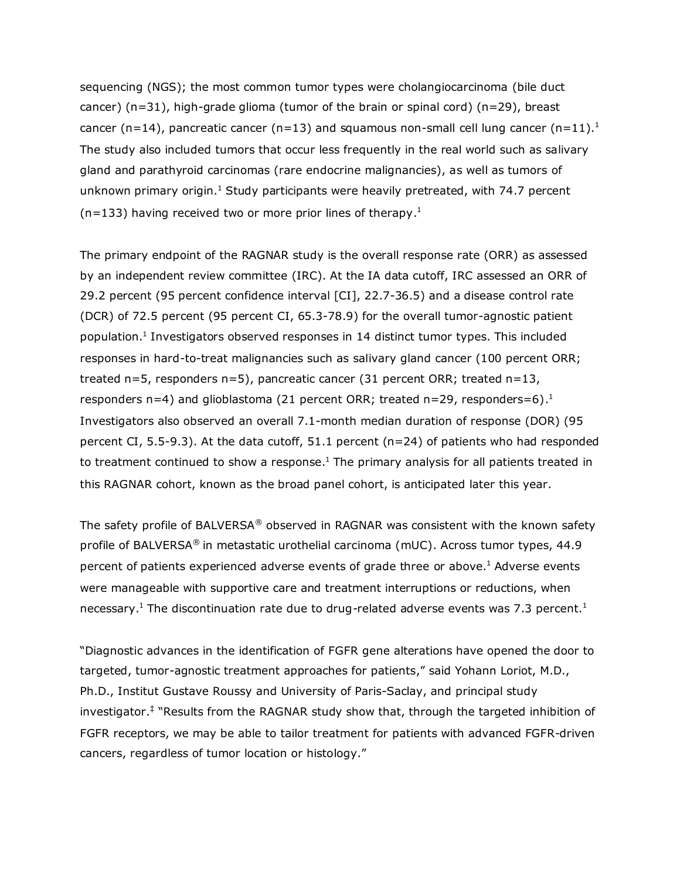sequencing (NGS); the most common tumor types were cholangiocarcinoma (bile duct cancer) (n=31), high-grade glioma (tumor of the brain or spinal cord) (n=29), breast cancer (n=14), pancreatic cancer (n=13) and squamous non-small cell lung cancer (n=11).[1] The study also included tumors that occur less frequently in the real world such as salivary gland and parathyroid carcinomas (rare endocrine malignancies), as well as tumors of unknown primary origin.[1] Study participants were heavily pretreated, with 74.7 percent (n=133) having received two or more prior lines of therapy.[1]

The primary endpoint of the RAGNAR study is the overall response rate (ORR) as assessed by an independent review committee (IRC). At the IA data cutoff, IRC assessed an ORR of 29.2 percent (95 percent confidence interval [CI], 22.7-36.5) and a disease control rate (DCR) of 72.5 percent (95 percent CI, 65.3-78.9) for the overall tumor-agnostic patient population.[1] Investigators observed responses in 14 distinct tumor types. This included responses in hard-to-treat malignancies such as salivary gland cancer (100 percent ORR; treated n=5, responders n=5), pancreatic cancer (31 percent ORR; treated n=13, responders n=4) and glioblastoma (21 percent ORR; treated n=29, responders=6).[1] Investigators also observed an overall 7.1-month median duration of response (DOR) (95 percent CI, 5.5-9.3). At the data cutoff, 51.1 percent (n=24) of patients who had responded to treatment continued to show a response.[1] The primary analysis for all patients treated in this RAGNAR cohort, known as the broad panel cohort, is anticipated later this year.

The safety profile of BALVERSA® observed in RAGNAR was consistent with the known safety profile of BALVERSA® in metastatic urothelial carcinoma (mUC). Across tumor types, 44.9 percent of patients experienced adverse events of grade three or above.[1] Adverse events were manageable with supportive care and treatment interruptions or reductions, when necessary.[1] The discontinuation rate due to drug-related adverse events was 7.3 percent.[1]

"Diagnostic advances in the identification of FGFR gene alterations have opened the door to targeted, tumor-agnostic treatment approaches for patients," said Yohann Loriot, M.D., Ph.D., Institut Gustave Roussy and University of Paris-Saclay, and principal study investigator.[‡] "Results from the RAGNAR study show that, through the targeted inhibition of FGFR receptors, we may be able to tailor treatment for patients with advanced FGFR-driven cancers, regardless of tumor location or histology."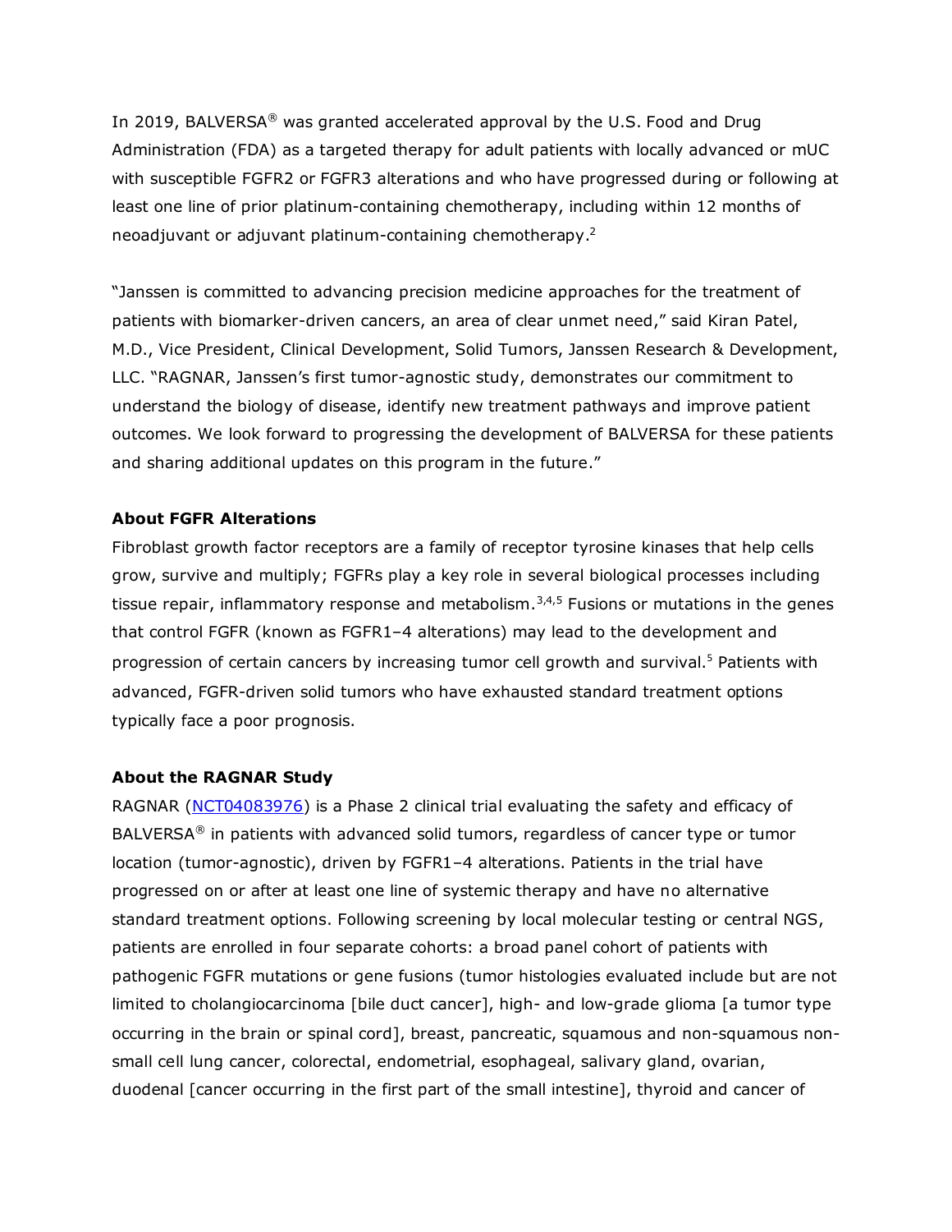In 2019, BALVERSA® was granted accelerated approval by the U.S. Food and Drug Administration (FDA) as a targeted therapy for adult patients with locally advanced or mUC with susceptible FGFR2 or FGFR3 alterations and who have progressed during or following at least one line of prior platinum-containing chemotherapy, including within 12 months of neoadjuvant or adjuvant platinum-containing chemotherapy.[2]

"Janssen is committed to advancing precision medicine approaches for the treatment of patients with biomarker-driven cancers, an area of clear unmet need," said Kiran Patel, M.D., Vice President, Clinical Development, Solid Tumors, Janssen Research & Development, LLC. "RAGNAR, Janssen's first tumor-agnostic study, demonstrates our commitment to understand the biology of disease, identify new treatment pathways and improve patient outcomes. We look forward to progressing the development of BALVERSA for these patients and sharing additional updates on this program in the future."

**About FGFR Alterations**

Fibroblast growth factor receptors are a family of receptor tyrosine kinases that help cells grow, survive and multiply; FGFRs play a key role in several biological processes including tissue repair, inflammatory response and metabolism.[3,4,5] Fusions or mutations in the genes that control FGFR (known as FGFR1–4 alterations) may lead to the development and progression of certain cancers by increasing tumor cell growth and survival.[5] Patients with advanced, FGFR-driven solid tumors who have exhausted standard treatment options typically face a poor prognosis.

**About the RAGNAR Study**

RAGNAR (NCT04083976) is a Phase 2 clinical trial evaluating the safety and efficacy of BALVERSA® in patients with advanced solid tumors, regardless of cancer type or tumor location (tumor-agnostic), driven by FGFR1–4 alterations. Patients in the trial have progressed on or after at least one line of systemic therapy and have no alternative standard treatment options. Following screening by local molecular testing or central NGS, patients are enrolled in four separate cohorts: a broad panel cohort of patients with pathogenic FGFR mutations or gene fusions (tumor histologies evaluated include but are not limited to cholangiocarcinoma [bile duct cancer], high- and low-grade glioma [a tumor type occurring in the brain or spinal cord], breast, pancreatic, squamous and non-squamous non-small cell lung cancer, colorectal, endometrial, esophageal, salivary gland, ovarian, duodenal [cancer occurring in the first part of the small intestine], thyroid and cancer of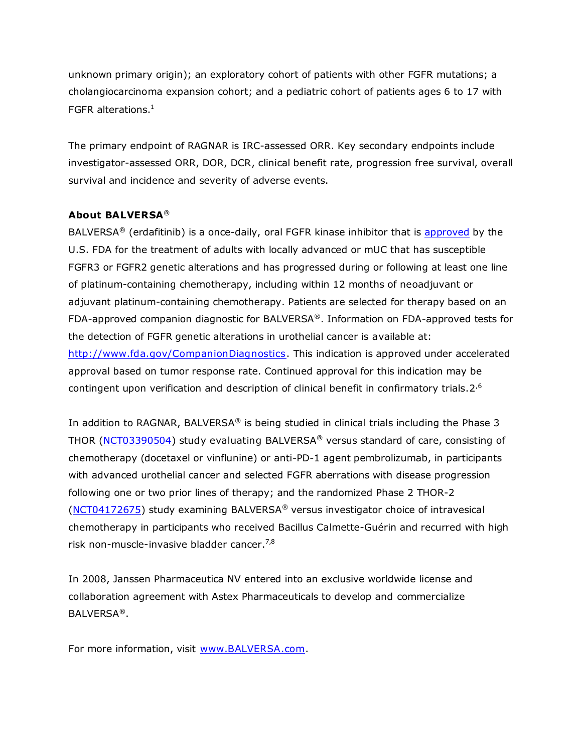unknown primary origin); an exploratory cohort of patients with other FGFR mutations; a cholangiocarcinoma expansion cohort; and a pediatric cohort of patients ages 6 to 17 with FGFR alterations.[1]

The primary endpoint of RAGNAR is IRC-assessed ORR. Key secondary endpoints include investigator-assessed ORR, DOR, DCR, clinical benefit rate, progression free survival, overall survival and incidence and severity of adverse events.

**About BALVERSA®**

BALVERSA® (erdafitinib) is a once-daily, oral FGFR kinase inhibitor that is approved by the U.S. FDA for the treatment of adults with locally advanced or mUC that has susceptible FGFR3 or FGFR2 genetic alterations and has progressed during or following at least one line of platinum-containing chemotherapy, including within 12 months of neoadjuvant or adjuvant platinum-containing chemotherapy. Patients are selected for therapy based on an FDA-approved companion diagnostic for BALVERSA®. Information on FDA-approved tests for the detection of FGFR genetic alterations in urothelial cancer is available at: http://www.fda.gov/CompanionDiagnostics. This indication is approved under accelerated approval based on tumor response rate. Continued approval for this indication may be contingent upon verification and description of clinical benefit in confirmatory trials.[2,6]

In addition to RAGNAR, BALVERSA® is being studied in clinical trials including the Phase 3 THOR (NCT03390504) study evaluating BALVERSA® versus standard of care, consisting of chemotherapy (docetaxel or vinflunine) or anti-PD-1 agent pembrolizumab, in participants with advanced urothelial cancer and selected FGFR aberrations with disease progression following one or two prior lines of therapy; and the randomized Phase 2 THOR-2 (NCT04172675) study examining BALVERSA® versus investigator choice of intravesical chemotherapy in participants who received Bacillus Calmette-Guérin and recurred with high risk non-muscle-invasive bladder cancer.[7,8]

In 2008, Janssen Pharmaceutica NV entered into an exclusive worldwide license and collaboration agreement with Astex Pharmaceuticals to develop and commercialize BALVERSA®.

For more information, visit www.BALVERSA.com.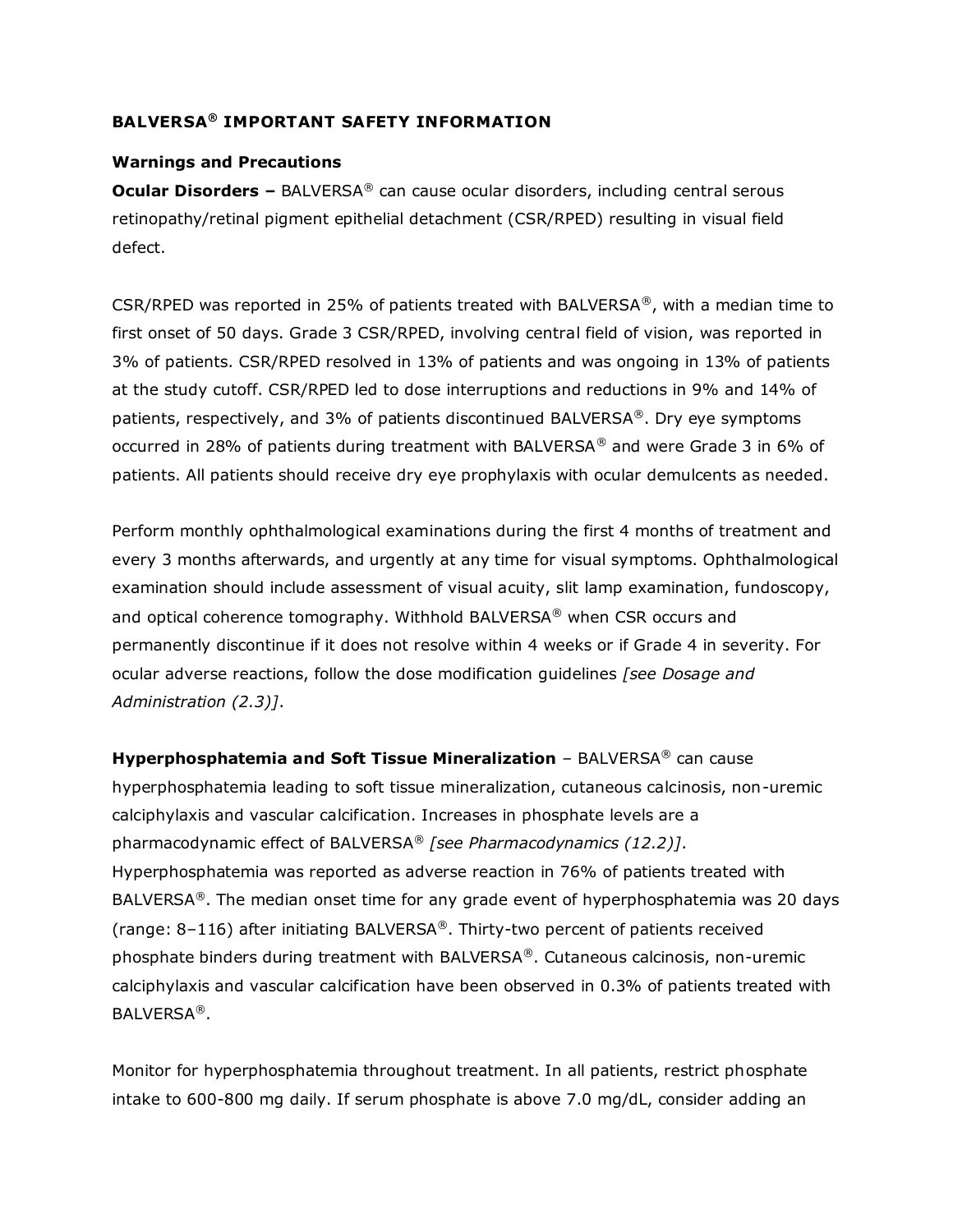**BALVERSA® IMPORTANT SAFETY INFORMATION**

**Warnings and Precautions**

**Ocular Disorders –** BALVERSA® can cause ocular disorders, including central serous retinopathy/retinal pigment epithelial detachment (CSR/RPED) resulting in visual field defect.

CSR/RPED was reported in 25% of patients treated with BALVERSA®, with a median time to first onset of 50 days. Grade 3 CSR/RPED, involving central field of vision, was reported in 3% of patients. CSR/RPED resolved in 13% of patients and was ongoing in 13% of patients at the study cutoff. CSR/RPED led to dose interruptions and reductions in 9% and 14% of patients, respectively, and 3% of patients discontinued BALVERSA®. Dry eye symptoms occurred in 28% of patients during treatment with BALVERSA® and were Grade 3 in 6% of patients. All patients should receive dry eye prophylaxis with ocular demulcents as needed.

Perform monthly ophthalmological examinations during the first 4 months of treatment and every 3 months afterwards, and urgently at any time for visual symptoms. Ophthalmological examination should include assessment of visual acuity, slit lamp examination, fundoscopy, and optical coherence tomography. Withhold BALVERSA® when CSR occurs and permanently discontinue if it does not resolve within 4 weeks or if Grade 4 in severity. For ocular adverse reactions, follow the dose modification guidelines *[see Dosage and Administration (2.3)]*.

**Hyperphosphatemia and Soft Tissue Mineralization** – BALVERSA® can cause hyperphosphatemia leading to soft tissue mineralization, cutaneous calcinosis, non-uremic calciphylaxis and vascular calcification. Increases in phosphate levels are a pharmacodynamic effect of BALVERSA® *[see Pharmacodynamics (12.2)]*. Hyperphosphatemia was reported as adverse reaction in 76% of patients treated with BALVERSA®. The median onset time for any grade event of hyperphosphatemia was 20 days (range: 8–116) after initiating BALVERSA®. Thirty-two percent of patients received phosphate binders during treatment with BALVERSA®. Cutaneous calcinosis, non-uremic calciphylaxis and vascular calcification have been observed in 0.3% of patients treated with BALVERSA®.

Monitor for hyperphosphatemia throughout treatment. In all patients, restrict phosphate intake to 600-800 mg daily. If serum phosphate is above 7.0 mg/dL, consider adding an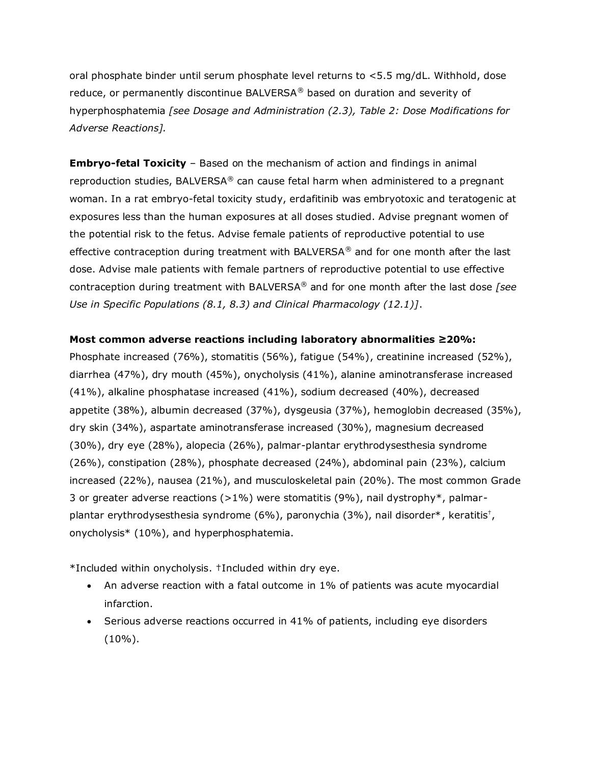oral phosphate binder until serum phosphate level returns to <5.5 mg/dL. Withhold, dose reduce, or permanently discontinue BALVERSA® based on duration and severity of hyperphosphatemia *[see Dosage and Administration (2.3), Table 2: Dose Modifications for Adverse Reactions].*

**Embryo-fetal Toxicity** – Based on the mechanism of action and findings in animal reproduction studies, BALVERSA® can cause fetal harm when administered to a pregnant woman. In a rat embryo-fetal toxicity study, erdafitinib was embryotoxic and teratogenic at exposures less than the human exposures at all doses studied. Advise pregnant women of the potential risk to the fetus. Advise female patients of reproductive potential to use effective contraception during treatment with BALVERSA® and for one month after the last dose. Advise male patients with female partners of reproductive potential to use effective contraception during treatment with BALVERSA® and for one month after the last dose *[see Use in Specific Populations (8.1, 8.3) and Clinical Pharmacology (12.1)]*.

**Most common adverse reactions including laboratory abnormalities ≥20%:**
Phosphate increased (76%), stomatitis (56%), fatigue (54%), creatinine increased (52%), diarrhea (47%), dry mouth (45%), onycholysis (41%), alanine aminotransferase increased (41%), alkaline phosphatase increased (41%), sodium decreased (40%), decreased appetite (38%), albumin decreased (37%), dysgeusia (37%), hemoglobin decreased (35%), dry skin (34%), aspartate aminotransferase increased (30%), magnesium decreased (30%), dry eye (28%), alopecia (26%), palmar-plantar erythrodysesthesia syndrome (26%), constipation (28%), phosphate decreased (24%), abdominal pain (23%), calcium increased (22%), nausea (21%), and musculoskeletal pain (20%). The most common Grade 3 or greater adverse reactions (>1%) were stomatitis (9%), nail dystrophy*, palmar-plantar erythrodysesthesia syndrome (6%), paronychia (3%), nail disorder*, keratitis†, onycholysis* (10%), and hyperphosphatemia.

*Included within onycholysis. †Included within dry eye.

- An adverse reaction with a fatal outcome in 1% of patients was acute myocardial infarction.
- Serious adverse reactions occurred in 41% of patients, including eye disorders (10%).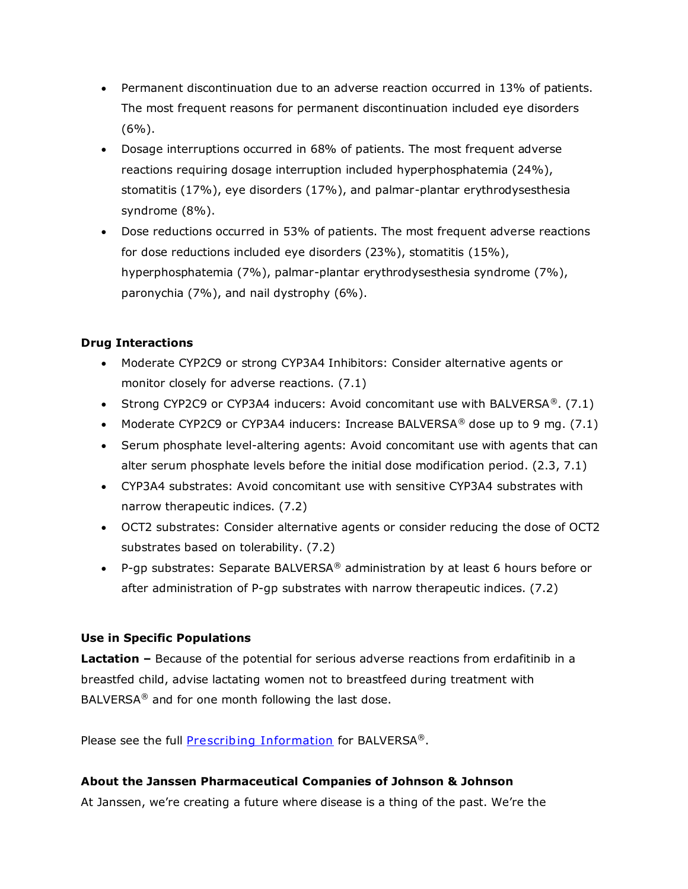- Permanent discontinuation due to an adverse reaction occurred in 13% of patients. The most frequent reasons for permanent discontinuation included eye disorders (6%).
- Dosage interruptions occurred in 68% of patients. The most frequent adverse reactions requiring dosage interruption included hyperphosphatemia (24%), stomatitis (17%), eye disorders (17%), and palmar-plantar erythrodysesthesia syndrome (8%).
- Dose reductions occurred in 53% of patients. The most frequent adverse reactions for dose reductions included eye disorders (23%), stomatitis (15%), hyperphosphatemia (7%), palmar-plantar erythrodysesthesia syndrome (7%), paronychia (7%), and nail dystrophy (6%).

**Drug Interactions**

- Moderate CYP2C9 or strong CYP3A4 Inhibitors: Consider alternative agents or monitor closely for adverse reactions. (7.1)
- Strong CYP2C9 or CYP3A4 inducers: Avoid concomitant use with BALVERSA®. (7.1)
- Moderate CYP2C9 or CYP3A4 inducers: Increase BALVERSA® dose up to 9 mg. (7.1)
- Serum phosphate level-altering agents: Avoid concomitant use with agents that can alter serum phosphate levels before the initial dose modification period. (2.3, 7.1)
- CYP3A4 substrates: Avoid concomitant use with sensitive CYP3A4 substrates with narrow therapeutic indices. (7.2)
- OCT2 substrates: Consider alternative agents or consider reducing the dose of OCT2 substrates based on tolerability. (7.2)
- P-gp substrates: Separate BALVERSA® administration by at least 6 hours before or after administration of P-gp substrates with narrow therapeutic indices. (7.2)

**Use in Specific Populations**

**Lactation –** Because of the potential for serious adverse reactions from erdafitinib in a breastfed child, advise lactating women not to breastfeed during treatment with BALVERSA® and for one month following the last dose.

Please see the full Prescribing Information for BALVERSA®.

**About the Janssen Pharmaceutical Companies of Johnson & Johnson**

At Janssen, we're creating a future where disease is a thing of the past. We're the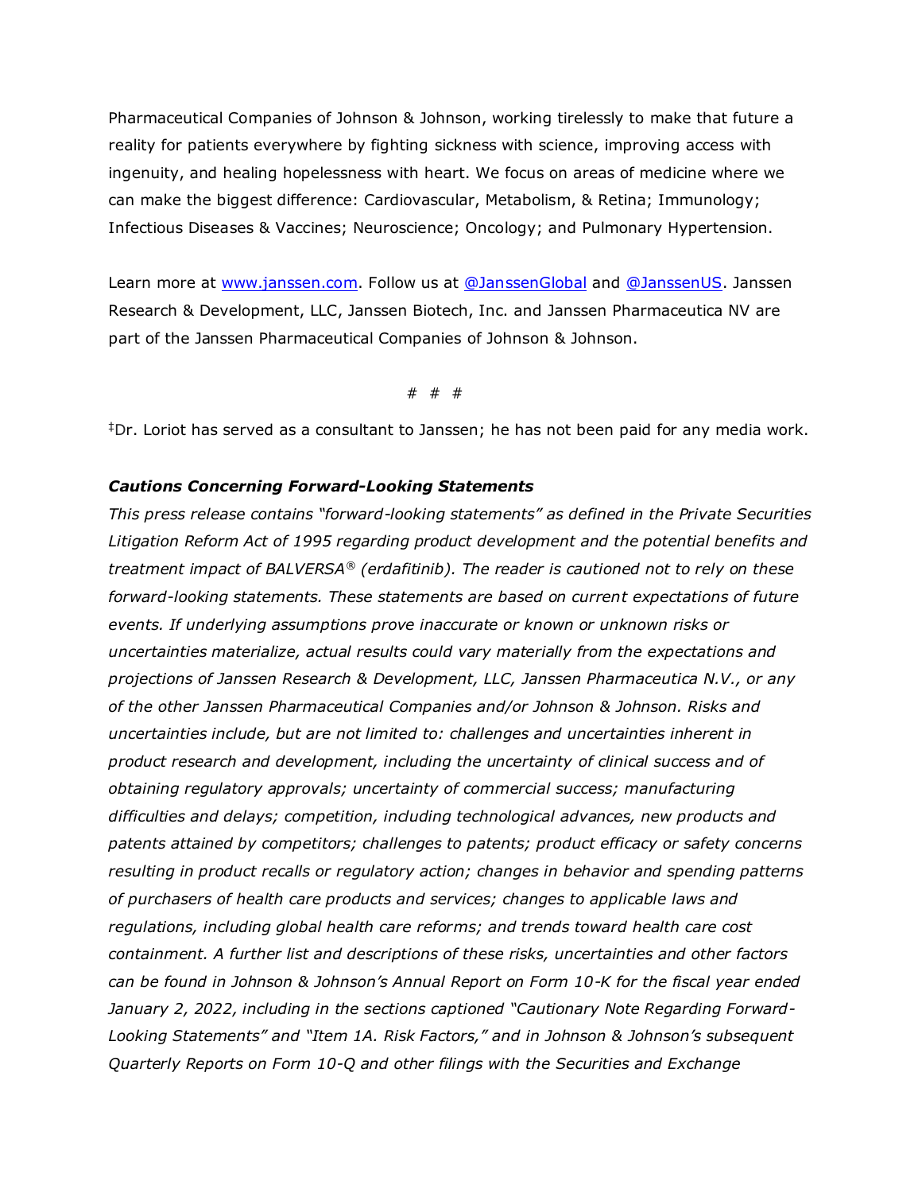Pharmaceutical Companies of Johnson & Johnson, working tirelessly to make that future a reality for patients everywhere by fighting sickness with science, improving access with ingenuity, and healing hopelessness with heart. We focus on areas of medicine where we can make the biggest difference: Cardiovascular, Metabolism, & Retina; Immunology; Infectious Diseases & Vaccines; Neuroscience; Oncology; and Pulmonary Hypertension.

Learn more at [www.janssen.com](www.janssen.com). Follow us at [@JanssenGlobal](@JanssenGlobal) and [@JanssenUS](@JanssenUS). Janssen Research & Development, LLC, Janssen Biotech, Inc. and Janssen Pharmaceutica NV are part of the Janssen Pharmaceutical Companies of Johnson & Johnson.

# # #

‡Dr. Loriot has served as a consultant to Janssen; he has not been paid for any media work.

***Cautions Concerning Forward-Looking Statements***

*This press release contains "forward-looking statements" as defined in the Private Securities Litigation Reform Act of 1995 regarding product development and the potential benefits and treatment impact of BALVERSA® (erdafitinib). The reader is cautioned not to rely on these forward-looking statements. These statements are based on current expectations of future events. If underlying assumptions prove inaccurate or known or unknown risks or uncertainties materialize, actual results could vary materially from the expectations and projections of Janssen Research & Development, LLC, Janssen Pharmaceutica N.V., or any of the other Janssen Pharmaceutical Companies and/or Johnson & Johnson. Risks and uncertainties include, but are not limited to: challenges and uncertainties inherent in product research and development, including the uncertainty of clinical success and of obtaining regulatory approvals; uncertainty of commercial success; manufacturing difficulties and delays; competition, including technological advances, new products and patents attained by competitors; challenges to patents; product efficacy or safety concerns resulting in product recalls or regulatory action; changes in behavior and spending patterns of purchasers of health care products and services; changes to applicable laws and regulations, including global health care reforms; and trends toward health care cost containment. A further list and descriptions of these risks, uncertainties and other factors can be found in Johnson & Johnson's Annual Report on Form 10-K for the fiscal year ended January 2, 2022, including in the sections captioned "Cautionary Note Regarding Forward-Looking Statements" and "Item 1A. Risk Factors," and in Johnson & Johnson's subsequent Quarterly Reports on Form 10-Q and other filings with the Securities and Exchange*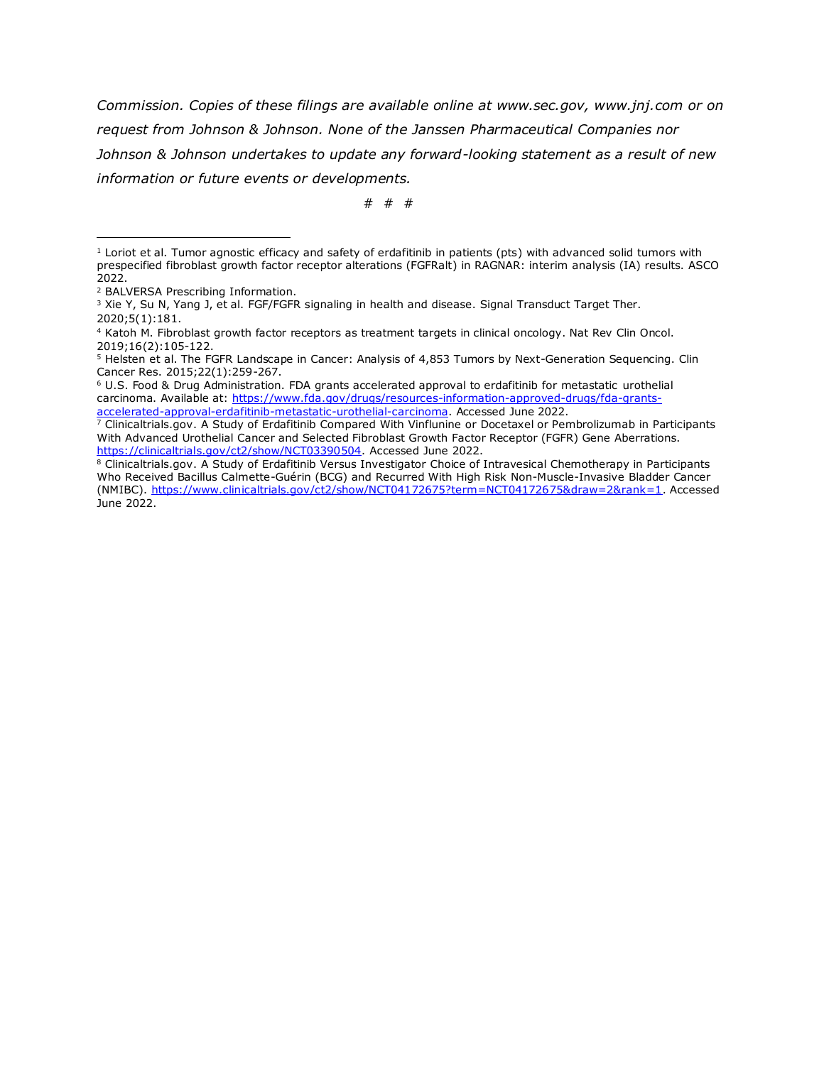*Commission. Copies of these filings are available online at www.sec.gov, www.jnj.com or on request from Johnson & Johnson. None of the Janssen Pharmaceutical Companies nor Johnson & Johnson undertakes to update any forward-looking statement as a result of new information or future events or developments.*

# # #

---

[1] Loriot et al. Tumor agnostic efficacy and safety of erdafitinib in patients (pts) with advanced solid tumors with prespecified fibroblast growth factor receptor alterations (FGFRalt) in RAGNAR: interim analysis (IA) results. ASCO 2022.

[2] BALVERSA Prescribing Information.

[3] Xie Y, Su N, Yang J, et al. FGF/FGFR signaling in health and disease. Signal Transduct Target Ther. 2020;5(1):181.

[4] Katoh M. Fibroblast growth factor receptors as treatment targets in clinical oncology. Nat Rev Clin Oncol. 2019;16(2):105-122.

[5] Helsten et al. The FGFR Landscape in Cancer: Analysis of 4,853 Tumors by Next-Generation Sequencing. Clin Cancer Res. 2015;22(1):259-267.

[6] U.S. Food & Drug Administration. FDA grants accelerated approval to erdafitinib for metastatic urothelial carcinoma. Available at: https://www.fda.gov/drugs/resources-information-approved-drugs/fda-grants-accelerated-approval-erdafitinib-metastatic-urothelial-carcinoma. Accessed June 2022.

[7] Clinicaltrials.gov. A Study of Erdafitinib Compared With Vinflunine or Docetaxel or Pembrolizumab in Participants With Advanced Urothelial Cancer and Selected Fibroblast Growth Factor Receptor (FGFR) Gene Aberrations. https://clinicaltrials.gov/ct2/show/NCT03390504. Accessed June 2022.

[8] Clinicaltrials.gov. A Study of Erdafitinib Versus Investigator Choice of Intravesical Chemotherapy in Participants Who Received Bacillus Calmette-Guérin (BCG) and Recurred With High Risk Non-Muscle-Invasive Bladder Cancer (NMIBC). https://www.clinicaltrials.gov/ct2/show/NCT04172675?term=NCT04172675&draw=2&rank=1. Accessed June 2022.